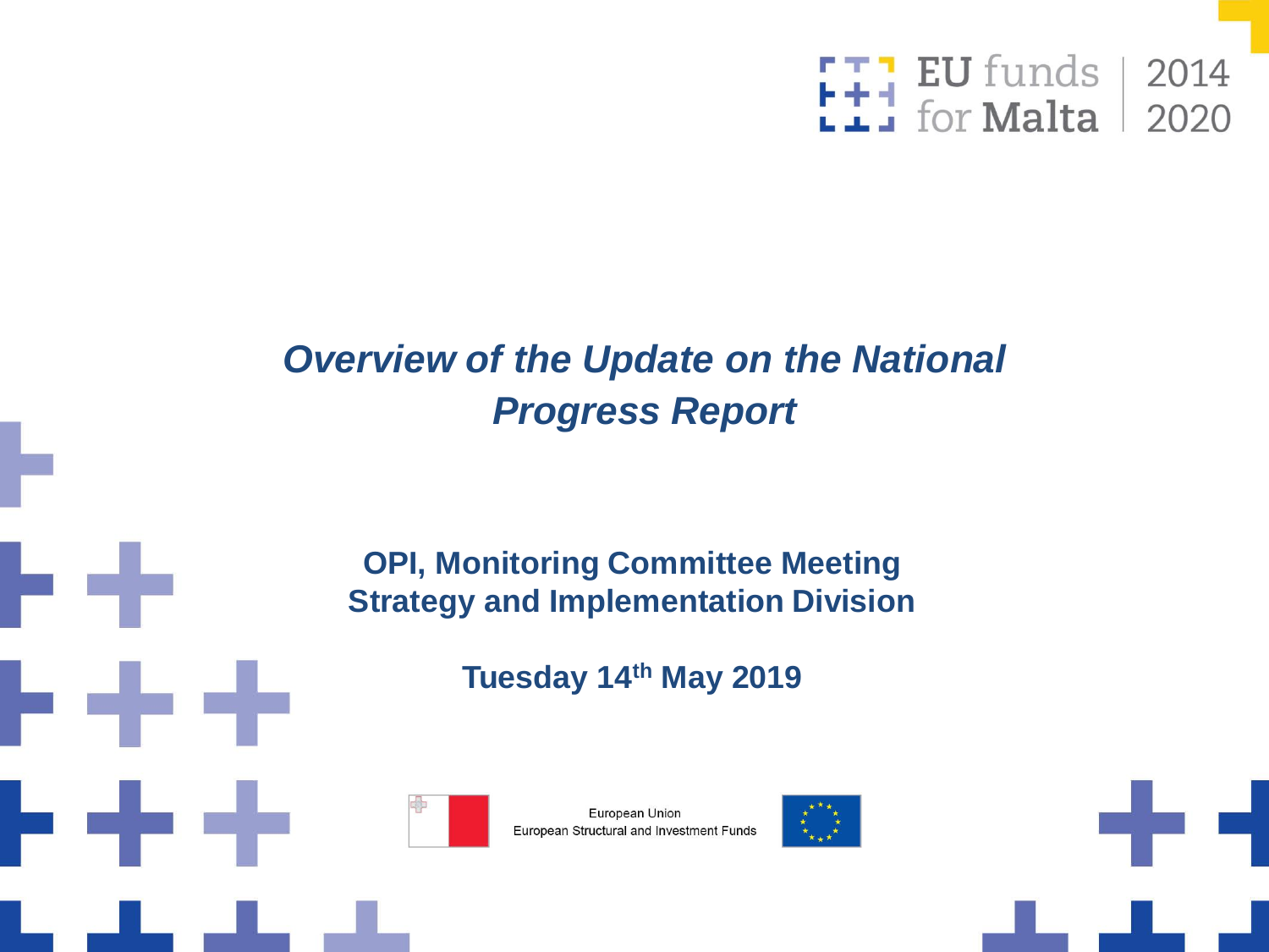EU funds for Malta | 2014 2020

# *Overview of the Update on the National Progress Report*

**OPI, Monitoring Committee Meeting**
**Strategy and Implementation Division**

**Tuesday 14th May 2019**

European Union
European Structural and Investment Funds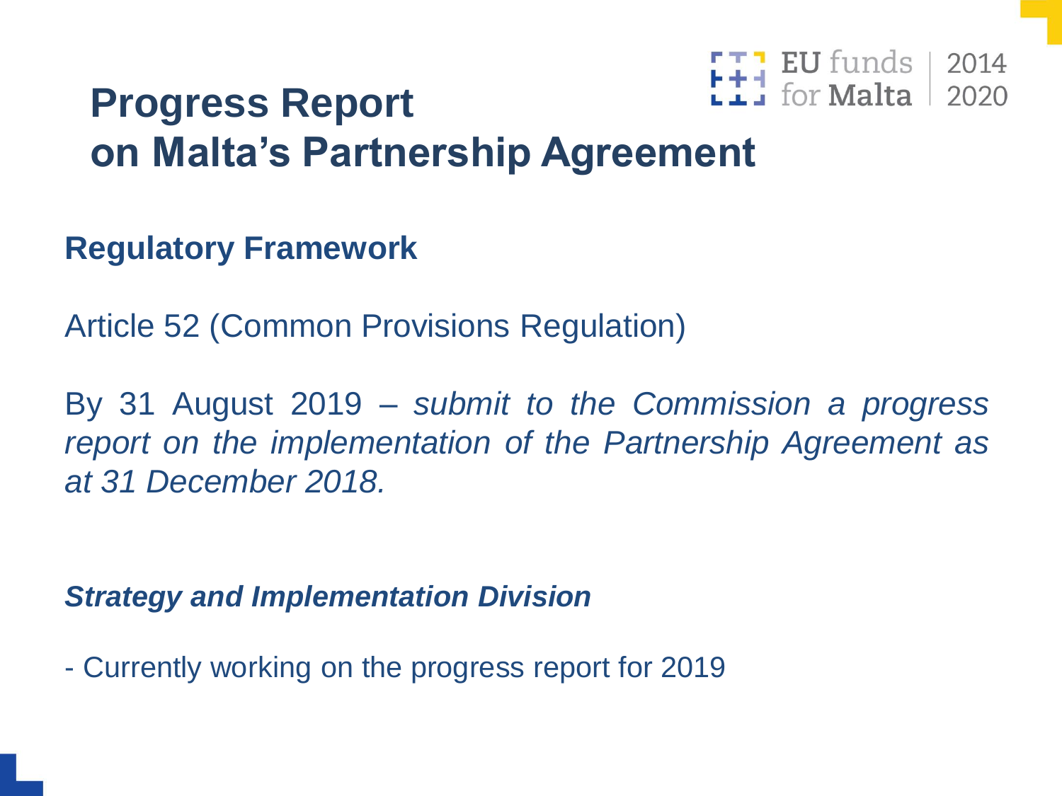# Progress Report on Malta's Partnership Agreement

## Regulatory Framework

Article 52 (Common Provisions Regulation)

By 31 August 2019 – *submit to the Commission a progress report on the implementation of the Partnership Agreement as at 31 December 2018.*

***Strategy and Implementation Division***

- Currently working on the progress report for 2019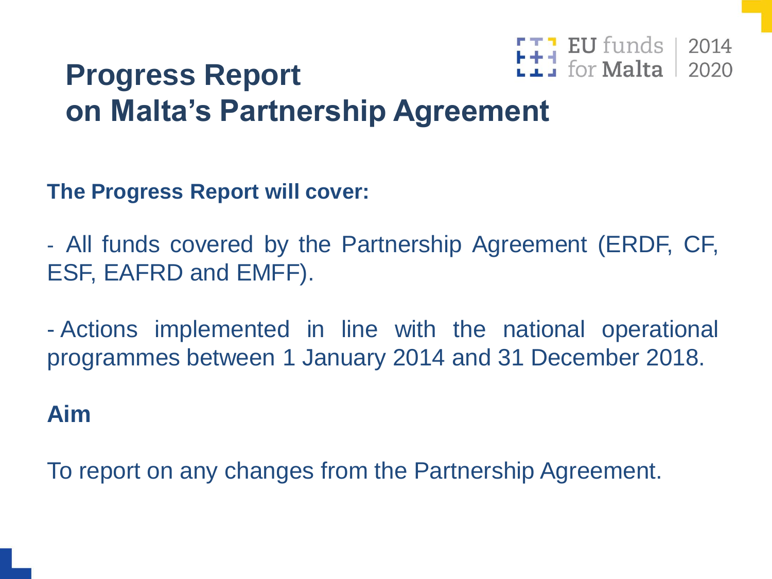# Progress Report on Malta's Partnership Agreement

**The Progress Report will cover:**

- All funds covered by the Partnership Agreement (ERDF, CF, ESF, EAFRD and EMFF).

- Actions implemented in line with the national operational programmes between 1 January 2014 and 31 December 2018.

**Aim**

To report on any changes from the Partnership Agreement.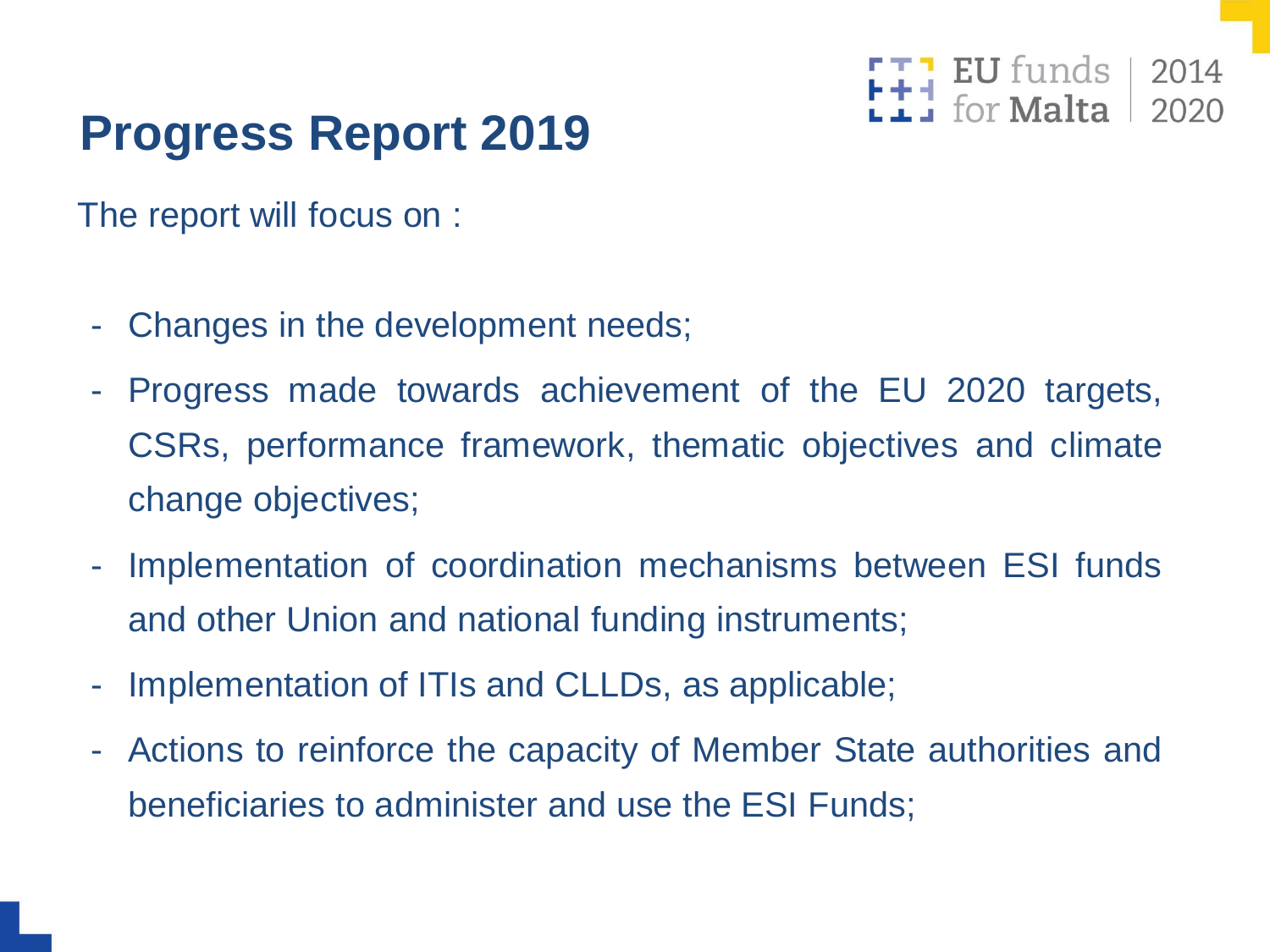# Progress Report 2019

The report will focus on :

- Changes in the development needs;
- Progress made towards achievement of the EU 2020 targets, CSRs, performance framework, thematic objectives and climate change objectives;
- Implementation of coordination mechanisms between ESI funds and other Union and national funding instruments;
- Implementation of ITIs and CLLDs, as applicable;
- Actions to reinforce the capacity of Member State authorities and beneficiaries to administer and use the ESI Funds;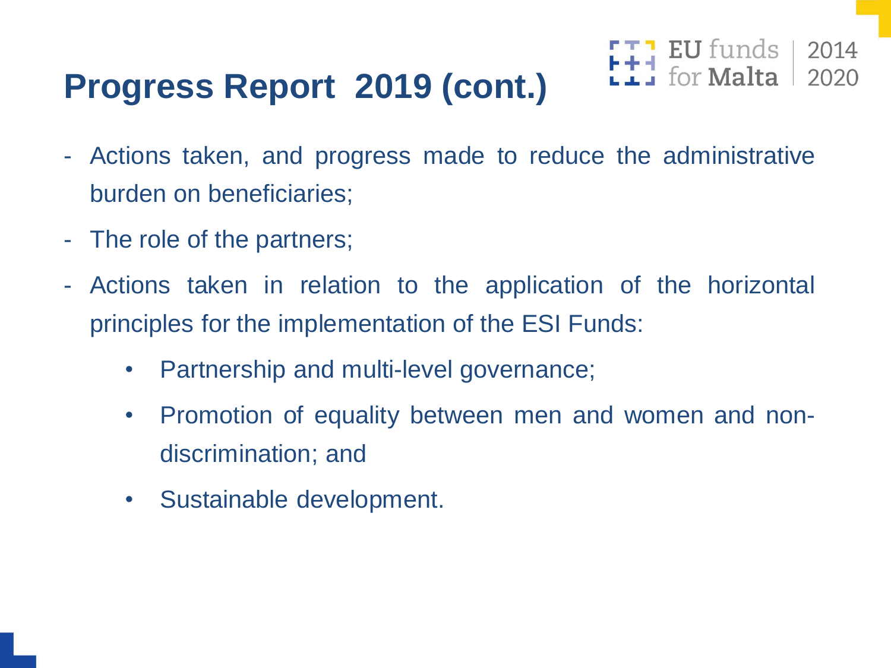# Progress Report 2019 (cont.)

- Actions taken, and progress made to reduce the administrative burden on beneficiaries;
- The role of the partners;
- Actions taken in relation to the application of the horizontal principles for the implementation of the ESI Funds:
  - Partnership and multi-level governance;
  - Promotion of equality between men and women and non-discrimination; and
  - Sustainable development.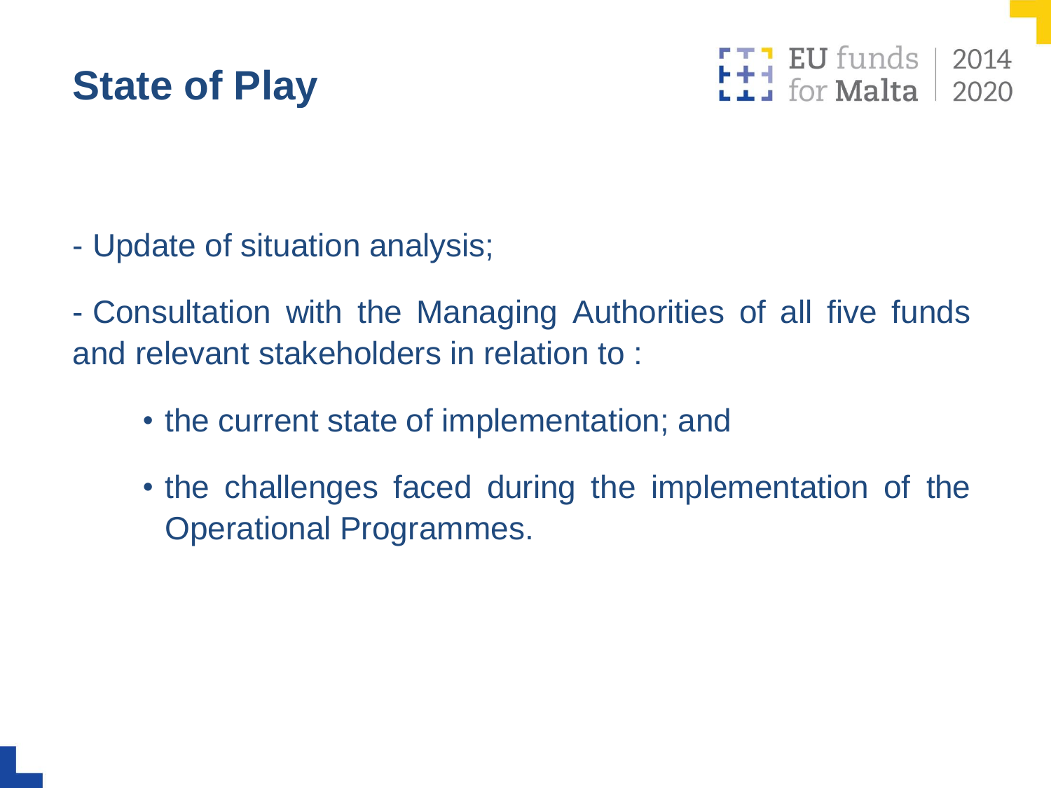# State of Play

- Update of situation analysis;

- Consultation with the Managing Authorities of all five funds and relevant stakeholders in relation to :

  - the current state of implementation; and
  - the challenges faced during the implementation of the Operational Programmes.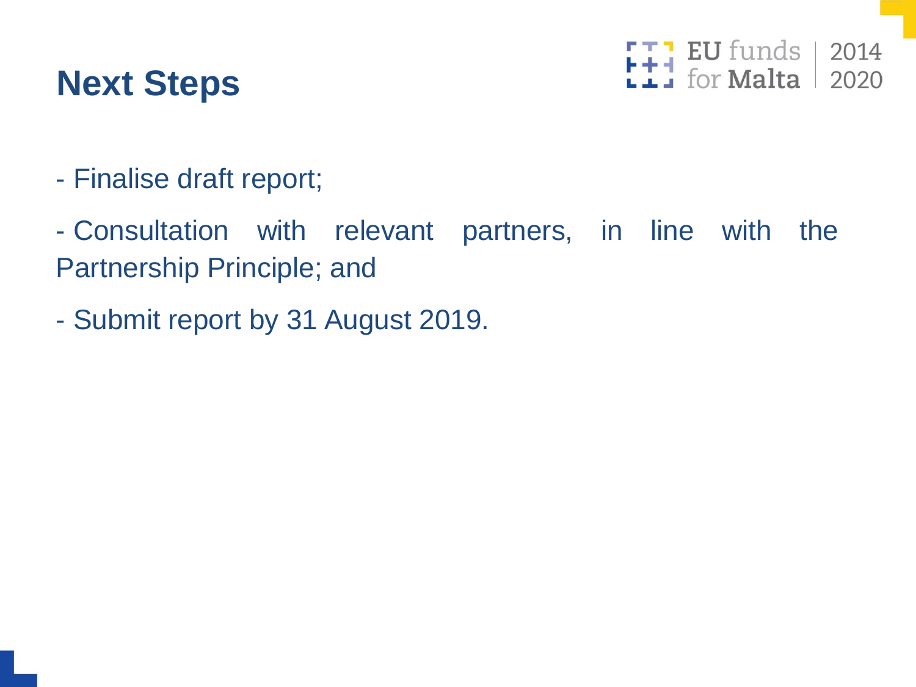# Next Steps

- Finalise draft report;
- Consultation with relevant partners, in line with the Partnership Principle; and
- Submit report by 31 August 2019.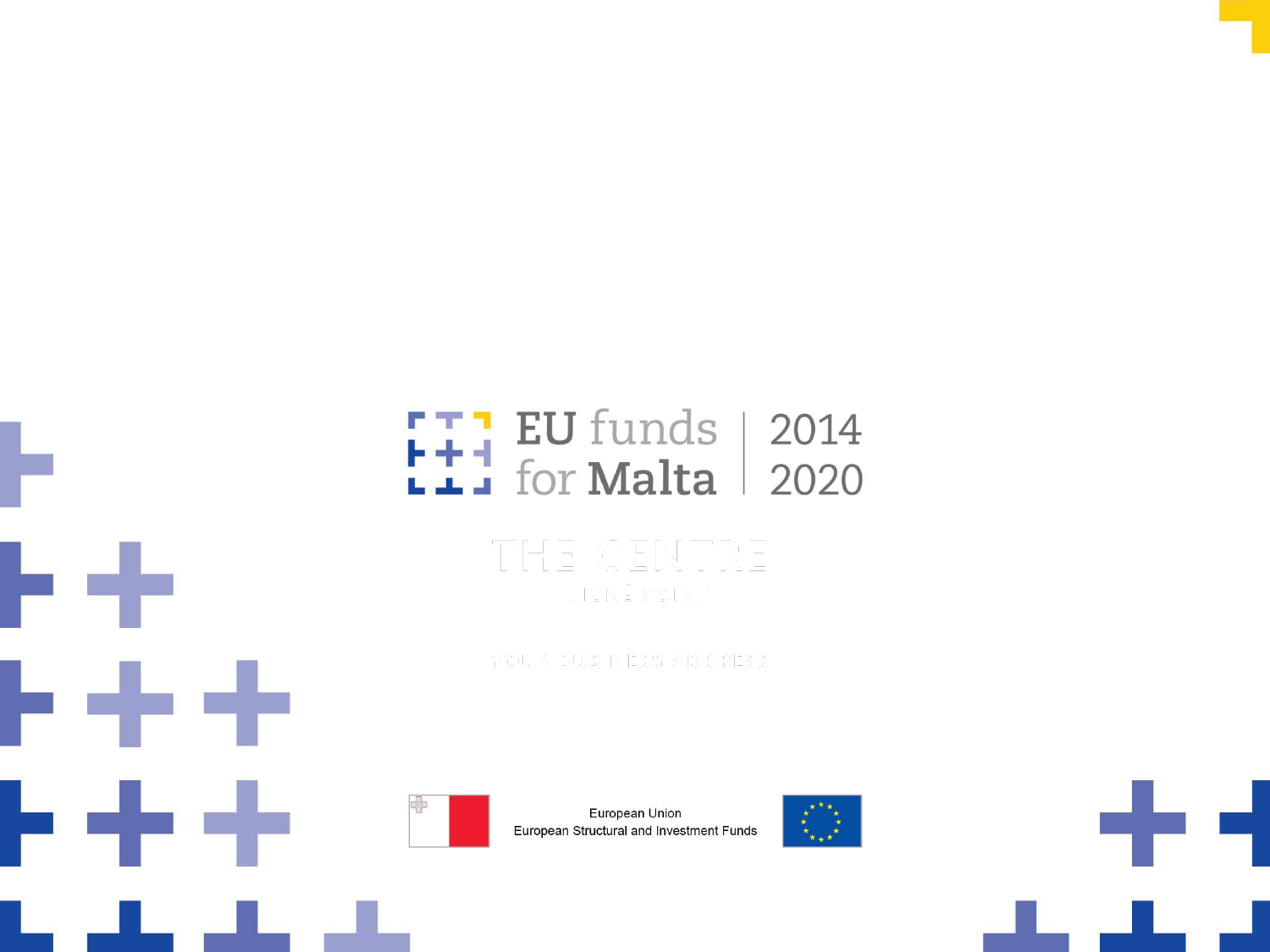EU funds for Malta | 2014 2020

THE CENTRE

HERE POINT

YOUR BUSINESS ADDRESS

European Union
European Structural and Investment Funds